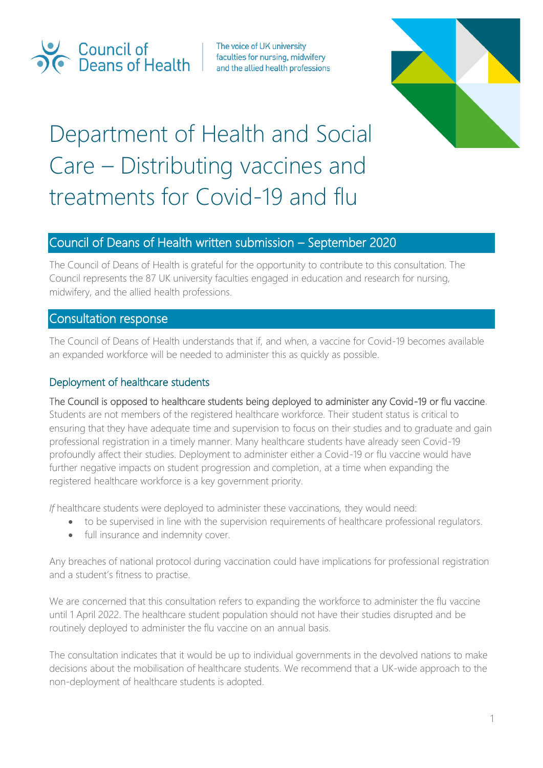Council of Deans of Health

The voice of UK university faculties for nursing, midwifery and the allied health professions

# Department of Health and Social Care – Distributing vaccines and treatments for Covid-19 and flu

## Council of Deans of Health written submission – September 2020

The Council of Deans of Health is grateful for the opportunity to contribute to this consultation. The Council represents the 87 UK university faculties engaged in education and research for nursing, midwifery, and the allied health professions.

## Consultation response

The Council of Deans of Health understands that if, and when, a vaccine for Covid-19 becomes available an expanded workforce will be needed to administer this as quickly as possible.

### Deployment of healthcare students

The Council is opposed to healthcare students being deployed to administer any Covid-19 or flu vaccine. Students are not members of the registered healthcare workforce. Their student status is critical to ensuring that they have adequate time and supervision to focus on their studies and to graduate and gain professional registration in a timely manner. Many healthcare students have already seen Covid-19 profoundly affect their studies. Deployment to administer either a Covid-19 or flu vaccine would have further negative impacts on student progression and completion, at a time when expanding the registered healthcare workforce is a key government priority.

*If* healthcare students were deployed to administer these vaccinations, they would need:

- to be supervised in line with the supervision requirements of healthcare professional regulators.
- full insurance and indemnity cover.

Any breaches of national protocol during vaccination could have implications for professional registration and a student's fitness to practise.

We are concerned that this consultation refers to expanding the workforce to administer the flu vaccine until 1 April 2022. The healthcare student population should not have their studies disrupted and be routinely deployed to administer the flu vaccine on an annual basis.

The consultation indicates that it would be up to individual governments in the devolved nations to make decisions about the mobilisation of healthcare students. We recommend that a UK-wide approach to the non-deployment of healthcare students is adopted.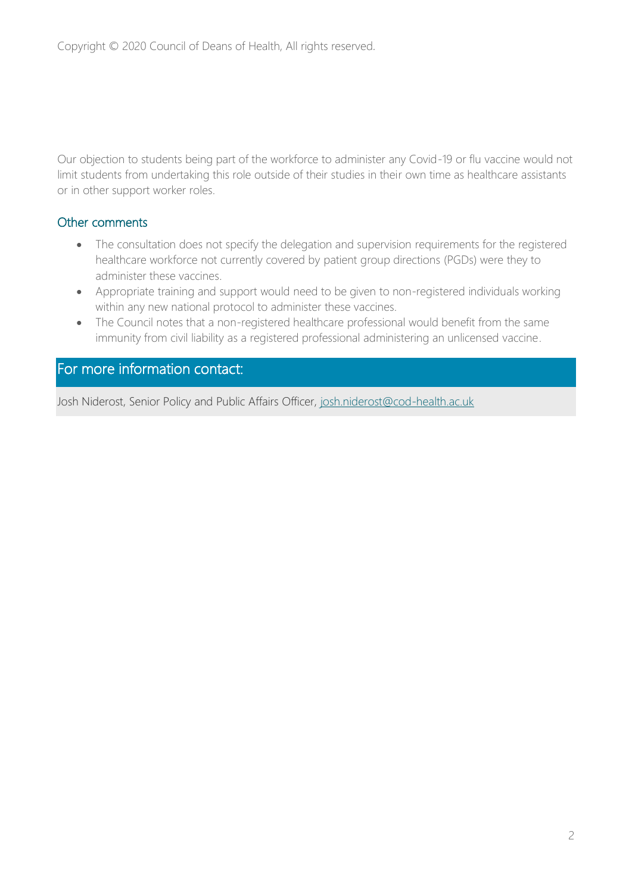Copyright © 2020 Council of Deans of Health, All rights reserved.

Our objection to students being part of the workforce to administer any Covid-19 or flu vaccine would not limit students from undertaking this role outside of their studies in their own time as healthcare assistants or in other support worker roles.

### Other comments

- The consultation does not specify the delegation and supervision requirements for the registered healthcare workforce not currently covered by patient group directions (PGDs) were they to administer these vaccines.
- Appropriate training and support would need to be given to non-registered individuals working within any new national protocol to administer these vaccines.
- The Council notes that a non-registered healthcare professional would benefit from the same immunity from civil liability as a registered professional administering an unlicensed vaccine.

## For more information contact:

Josh Niderost, Senior Policy and Public Affairs Officer, josh.niderost@cod-health.ac.uk